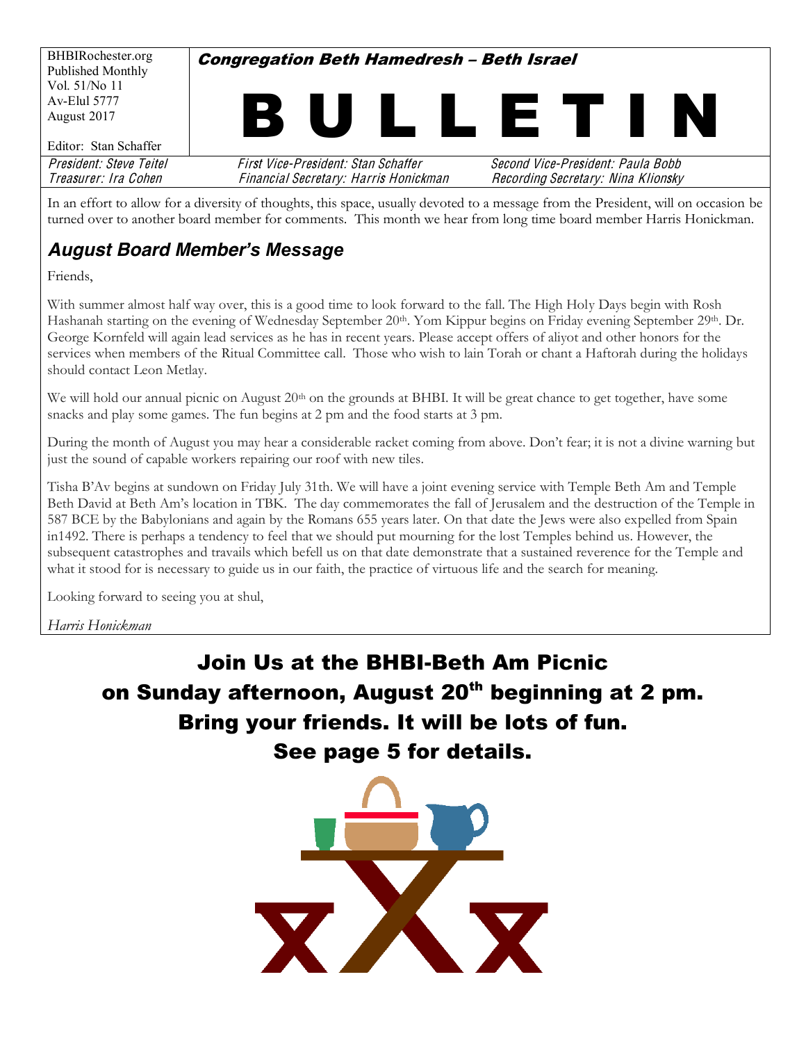BHBIRochester.org
Published Monthly
Vol. 51/No 11
Av-Elul 5777
August 2017

Editor: Stan Schaffer

**Congregation Beth Hamedresh – Beth Israel**

# BULLETIN

*President: Steve Teitel* | *First Vice-President: Stan Schaffer* | *Second Vice-President: Paula Bobb*
*Treasurer: Ira Cohen* | *Financial Secretary: Harris Honickman* | *Recording Secretary: Nina Klionsky*

In an effort to allow for a diversity of thoughts, this space, usually devoted to a message from the President, will on occasion be turned over to another board member for comments. This month we hear from long time board member Harris Honickman.

## August Board Member's Message

Friends,

With summer almost half way over, this is a good time to look forward to the fall. The High Holy Days begin with Rosh Hashanah starting on the evening of Wednesday September 20th. Yom Kippur begins on Friday evening September 29th. Dr. George Kornfeld will again lead services as he has in recent years. Please accept offers of aliyot and other honors for the services when members of the Ritual Committee call. Those who wish to lain Torah or chant a Haftorah during the holidays should contact Leon Metlay.

We will hold our annual picnic on August 20th on the grounds at BHBI. It will be great chance to get together, have some snacks and play some games. The fun begins at 2 pm and the food starts at 3 pm.

During the month of August you may hear a considerable racket coming from above. Don't fear; it is not a divine warning but just the sound of capable workers repairing our roof with new tiles.

Tisha B'Av begins at sundown on Friday July 31th. We will have a joint evening service with Temple Beth Am and Temple Beth David at Beth Am's location in TBK. The day commemorates the fall of Jerusalem and the destruction of the Temple in 587 BCE by the Babylonians and again by the Romans 655 years later. On that date the Jews were also expelled from Spain in1492. There is perhaps a tendency to feel that we should put mourning for the lost Temples behind us. However, the subsequent catastrophes and travails which befell us on that date demonstrate that a sustained reverence for the Temple and what it stood for is necessary to guide us in our faith, the practice of virtuous life and the search for meaning.

Looking forward to seeing you at shul,

*Harris Honickman*

**Join Us at the BHBI-Beth Am Picnic
on Sunday afternoon, August 20th beginning at 2 pm.
Bring your friends. It will be lots of fun.
See page 5 for details.**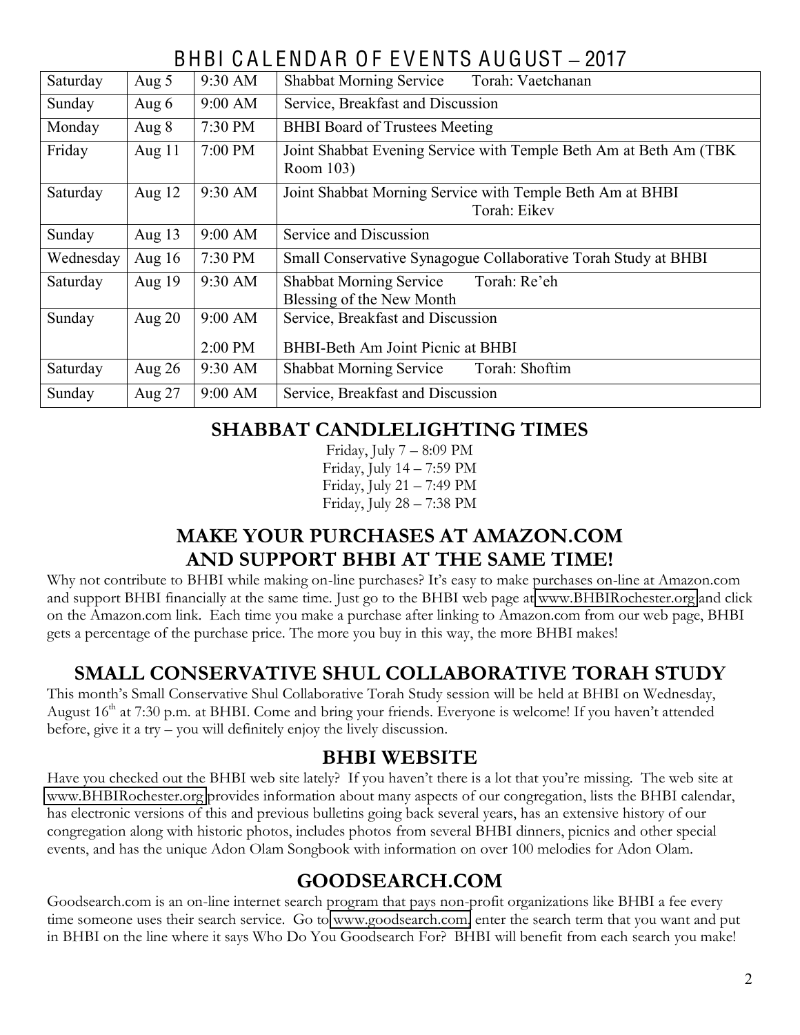# BHBI CALENDAR OF EVENTS AUGUST – 2017

| | | | |
|---|---|---|---|
| Saturday | Aug 5 | 9:30 AM | Shabbat Morning Service Torah: Vaetchanan |
| Sunday | Aug 6 | 9:00 AM | Service, Breakfast and Discussion |
| Monday | Aug 8 | 7:30 PM | BHBI Board of Trustees Meeting |
| Friday | Aug 11 | 7:00 PM | Joint Shabbat Evening Service with Temple Beth Am at Beth Am (TBK Room 103) |
| Saturday | Aug 12 | 9:30 AM | Joint Shabbat Morning Service with Temple Beth Am at BHBI Torah: Eikev |
| Sunday | Aug 13 | 9:00 AM | Service and Discussion |
| Wednesday | Aug 16 | 7:30 PM | Small Conservative Synagogue Collaborative Torah Study at BHBI |
| Saturday | Aug 19 | 9:30 AM | Shabbat Morning Service Torah: Re'eh<br>Blessing of the New Month |
| Sunday | Aug 20 | 9:00 AM<br>2:00 PM | Service, Breakfast and Discussion<br>BHBI-Beth Am Joint Picnic at BHBI |
| Saturday | Aug 26 | 9:30 AM | Shabbat Morning Service Torah: Shoftim |
| Sunday | Aug 27 | 9:00 AM | Service, Breakfast and Discussion |

## SHABBAT CANDLELIGHTING TIMES

Friday, July 7 – 8:09 PM
Friday, July 14 – 7:59 PM
Friday, July 21 – 7:49 PM
Friday, July 28 – 7:38 PM

## MAKE YOUR PURCHASES AT AMAZON.COM AND SUPPORT BHBI AT THE SAME TIME!

Why not contribute to BHBI while making on-line purchases? It's easy to make purchases on-line at Amazon.com and support BHBI financially at the same time. Just go to the BHBI web page at www.BHBIRochester.org and click on the Amazon.com link. Each time you make a purchase after linking to Amazon.com from our web page, BHBI gets a percentage of the purchase price. The more you buy in this way, the more BHBI makes!

## SMALL CONSERVATIVE SHUL COLLABORATIVE TORAH STUDY

This month's Small Conservative Shul Collaborative Torah Study session will be held at BHBI on Wednesday, August 16th at 7:30 p.m. at BHBI. Come and bring your friends. Everyone is welcome! If you haven't attended before, give it a try – you will definitely enjoy the lively discussion.

## BHBI WEBSITE

Have you checked out the BHBI web site lately? If you haven't there is a lot that you're missing. The web site at www.BHBIRochester.org provides information about many aspects of our congregation, lists the BHBI calendar, has electronic versions of this and previous bulletins going back several years, has an extensive history of our congregation along with historic photos, includes photos from several BHBI dinners, picnics and other special events, and has the unique Adon Olam Songbook with information on over 100 melodies for Adon Olam.

## GOODSEARCH.COM

Goodsearch.com is an on-line internet search program that pays non-profit organizations like BHBI a fee every time someone uses their search service. Go to www.goodsearch.com, enter the search term that you want and put in BHBI on the line where it says Who Do You Goodsearch For? BHBI will benefit from each search you make!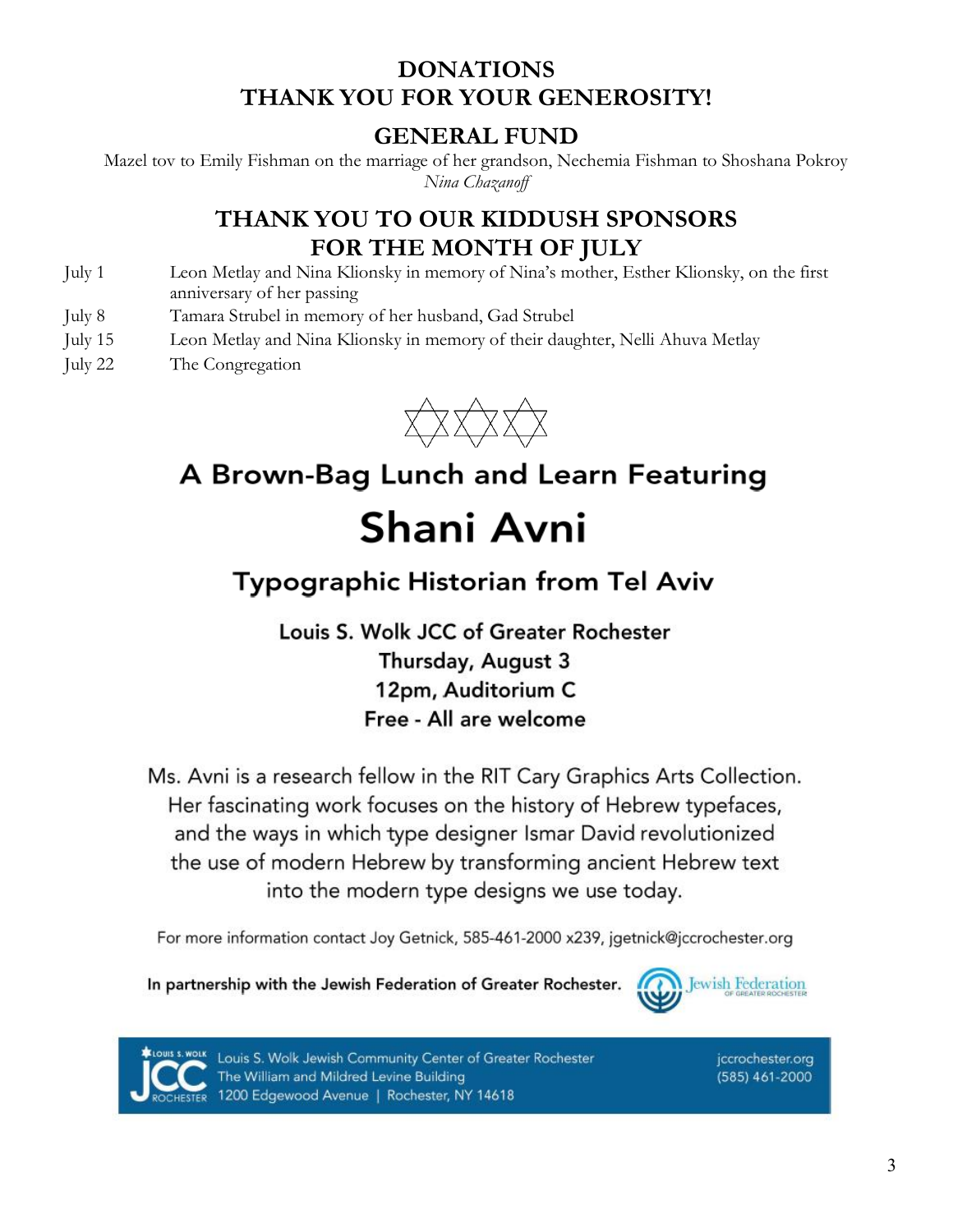## DONATIONS
## THANK YOU FOR YOUR GENEROSITY!

### GENERAL FUND

Mazel tov to Emily Fishman on the marriage of her grandson, Nechemia Fishman to Shoshana Pokroy
*Nina Chazanoff*

## THANK YOU TO OUR KIDDUSH SPONSORS FOR THE MONTH OF JULY

| | |
|---|---|
| July 1 | Leon Metlay and Nina Klionsky in memory of Nina's mother, Esther Klionsky, on the first anniversary of her passing |
| July 8 | Tamara Strubel in memory of her husband, Gad Strubel |
| July 15 | Leon Metlay and Nina Klionsky in memory of their daughter, Nelli Ahuva Metlay |
| July 22 | The Congregation |

## A Brown-Bag Lunch and Learn Featuring

# Shani Avni

### Typographic Historian from Tel Aviv

**Louis S. Wolk JCC of Greater Rochester**
**Thursday, August 3**
**12pm, Auditorium C**
**Free - All are welcome**

Ms. Avni is a research fellow in the RIT Cary Graphics Arts Collection. Her fascinating work focuses on the history of Hebrew typefaces, and the ways in which type designer Ismar David revolutionized the use of modern Hebrew by transforming ancient Hebrew text into the modern type designs we use today.

For more information contact Joy Getnick, 585-461-2000 x239, jgetnick@jccrochester.org

**In partnership with the Jewish Federation of Greater Rochester.**

Jewish Federation of Greater Rochester

Louis S. Wolk Jewish Community Center of Greater Rochester
The William and Mildred Levine Building
1200 Edgewood Avenue | Rochester, NY 14618

jccrochester.org
(585) 461-2000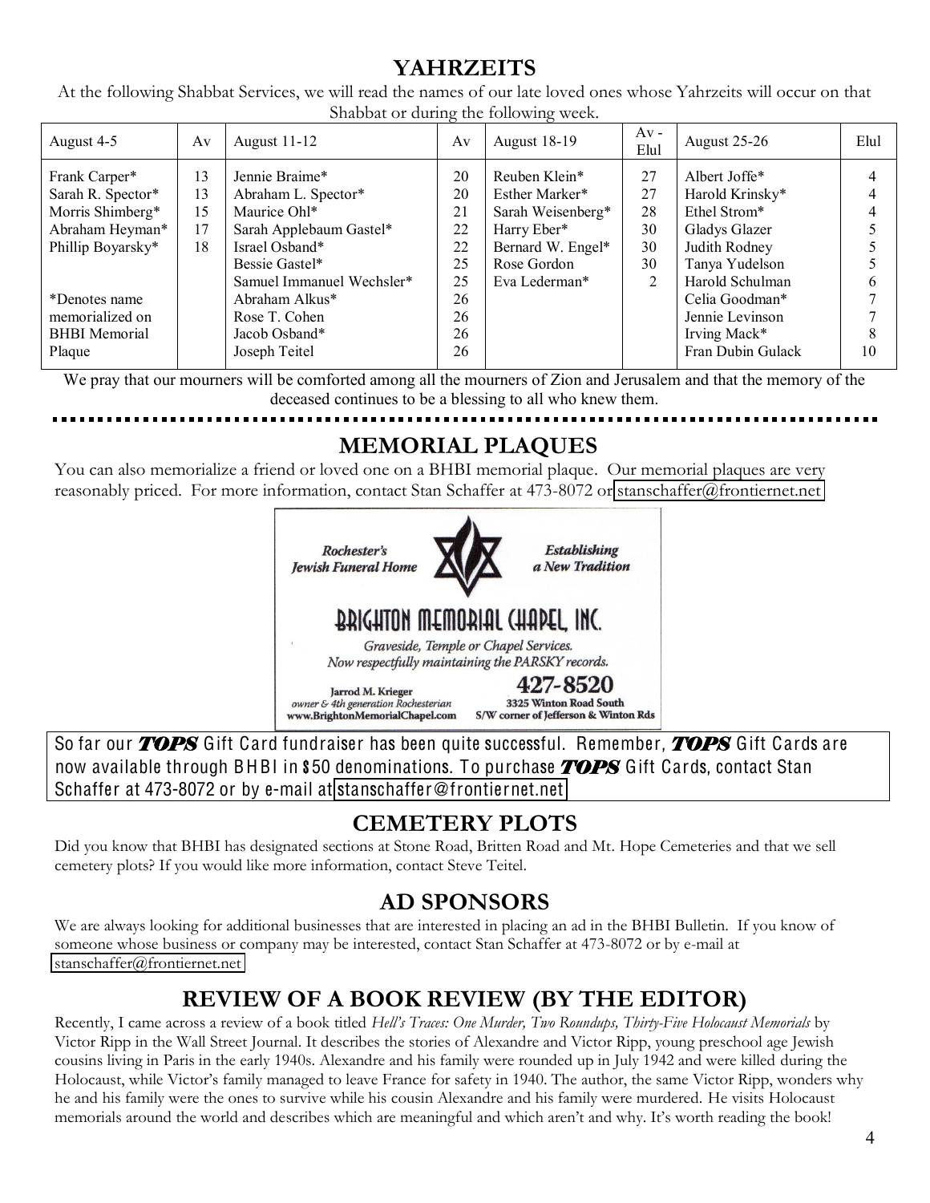# YAHRZEITS

At the following Shabbat Services, we will read the names of our late loved ones whose Yahrzeits will occur on that Shabbat or during the following week.

| August 4-5 | Av | August 11-12 | Av | August 18-19 | Av - Elul | August 25-26 | Elul |
|---|---|---|---|---|---|---|---|
| Frank Carper* | 13 | Jennie Braime* | 20 | Reuben Klein* | 27 | Albert Joffe* | 4 |
| Sarah R. Spector* | 13 | Abraham L. Spector* | 20 | Esther Marker* | 27 | Harold Krinsky* | 4 |
| Morris Shimberg* | 15 | Maurice Ohl* | 21 | Sarah Weisenberg* | 28 | Ethel Strom* | 4 |
| Abraham Heyman* | 17 | Sarah Applebaum Gastel* | 22 | Harry Eber* | 30 | Gladys Glazer | 5 |
| Phillip Boyarsky* | 18 | Israel Osband* | 22 | Bernard W. Engel* | 30 | Judith Rodney | 5 |
| | | Bessie Gastel* | 25 | Rose Gordon | 30 | Tanya Yudelson | 5 |
| | | Samuel Immanuel Wechsler* | 25 | Eva Lederman* | 2 | Harold Schulman | 6 |
| *Denotes name memorialized on BHBI Memorial Plaque | | Abraham Alkus* | 26 | | | Celia Goodman* | 7 |
| | | Rose T. Cohen | 26 | | | Jennie Levinson | 7 |
| | | Jacob Osband* | 26 | | | Irving Mack* | 8 |
| | | Joseph Teitel | 26 | | | Fran Dubin Gulack | 10 |

We pray that our mourners will be comforted among all the mourners of Zion and Jerusalem and that the memory of the deceased continues to be a blessing to all who knew them.

# MEMORIAL PLAQUES

You can also memorialize a friend or loved one on a BHBI memorial plaque. Our memorial plaques are very reasonably priced. For more information, contact Stan Schaffer at 473-8072 or stanschaffer@frontiernet.net

Rochester's Jewish Funeral Home — Establishing a New Tradition

**BRIGHTON MEMORIAL CHAPEL, INC.**

*Graveside, Temple or Chapel Services.*
*Now respectfully maintaining the PARSKY records.*

Jarrod M. Krieger, *owner & 4th generation Rochesterian*
www.BrightonMemorialChapel.com

**427-8520**
3325 Winton Road South
S/W corner of Jefferson & Winton Rds

So far our ***TOPS*** Gift Card fundraiser has been quite successful. Remember, ***TOPS*** Gift Cards are now available through BHBI in $50 denominations. To purchase ***TOPS*** Gift Cards, contact Stan Schaffer at 473-8072 or by e-mail at stanschaffer@frontiernet.net

# CEMETERY PLOTS

Did you know that BHBI has designated sections at Stone Road, Britten Road and Mt. Hope Cemeteries and that we sell cemetery plots? If you would like more information, contact Steve Teitel.

# AD SPONSORS

We are always looking for additional businesses that are interested in placing an ad in the BHBI Bulletin. If you know of someone whose business or company may be interested, contact Stan Schaffer at 473-8072 or by e-mail at stanschaffer@frontiernet.net

# REVIEW OF A BOOK REVIEW (BY THE EDITOR)

Recently, I came across a review of a book titled *Hell's Traces: One Murder, Two Roundups, Thirty-Five Holocaust Memorials* by Victor Ripp in the Wall Street Journal. It describes the stories of Alexandre and Victor Ripp, young preschool age Jewish cousins living in Paris in the early 1940s. Alexandre and his family were rounded up in July 1942 and were killed during the Holocaust, while Victor's family managed to leave France for safety in 1940. The author, the same Victor Ripp, wonders why he and his family were the ones to survive while his cousin Alexandre and his family were murdered. He visits Holocaust memorials around the world and describes which are meaningful and which aren't and why. It's worth reading the book!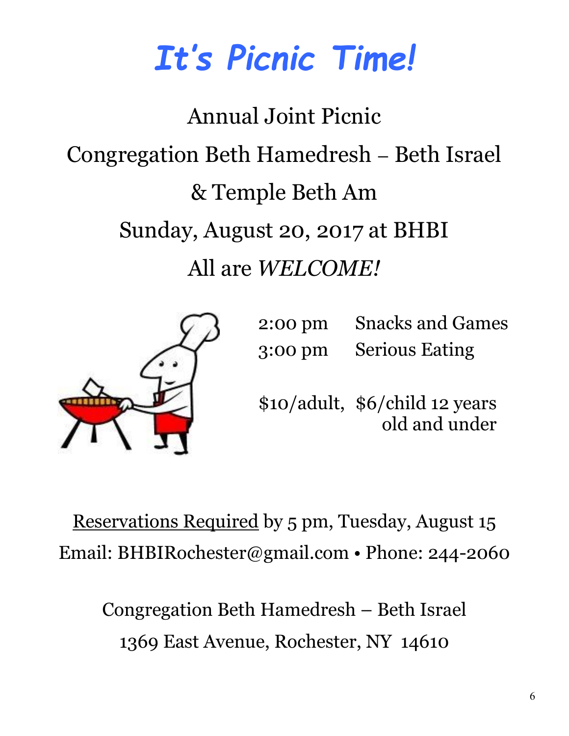# *It's Picnic Time!*

Annual Joint Picnic

Congregation Beth Hamedresh – Beth Israel

& Temple Beth Am

Sunday, August 20, 2017 at BHBI

All are *WELCOME!*

| | |
|---|---|
| 2:00 pm | Snacks and Games |
| 3:00 pm | Serious Eating |

$10/adult, $6/child 12 years old and under

<u>Reservations Required</u> by 5 pm, Tuesday, August 15

Email: BHBIRochester@gmail.com • Phone: 244-2060

Congregation Beth Hamedresh – Beth Israel

1369 East Avenue, Rochester, NY 14610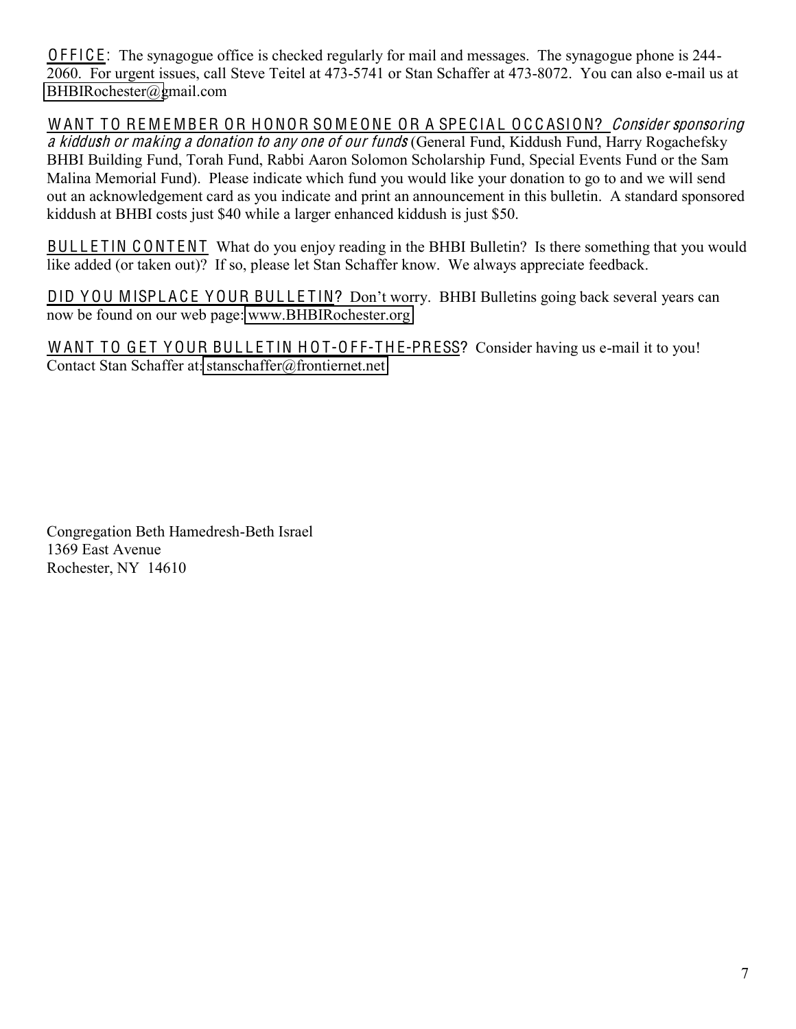OFFICE: The synagogue office is checked regularly for mail and messages. The synagogue phone is 244-2060. For urgent issues, call Steve Teitel at 473-5741 or Stan Schaffer at 473-8072. You can also e-mail us at BHBIRochester@gmail.com

WANT TO REMEMBER OR HONOR SOMEONE OR A SPECIAL OCCASION? *Consider sponsoring a kiddush or making a donation to any one of our funds* (General Fund, Kiddush Fund, Harry Rogachefsky BHBI Building Fund, Torah Fund, Rabbi Aaron Solomon Scholarship Fund, Special Events Fund or the Sam Malina Memorial Fund). Please indicate which fund you would like your donation to go to and we will send out an acknowledgement card as you indicate and print an announcement in this bulletin. A standard sponsored kiddush at BHBI costs just $40 while a larger enhanced kiddush is just $50.

BULLETIN CONTENT What do you enjoy reading in the BHBI Bulletin? Is there something that you would like added (or taken out)? If so, please let Stan Schaffer know. We always appreciate feedback.

DID YOU MISPLACE YOUR BULLETIN? Don't worry. BHBI Bulletins going back several years can now be found on our web page: www.BHBIRochester.org

WANT TO GET YOUR BULLETIN HOT-OFF-THE-PRESS? Consider having us e-mail it to you! Contact Stan Schaffer at: stanschaffer@frontiernet.net

Congregation Beth Hamedresh-Beth Israel
1369 East Avenue
Rochester, NY 14610